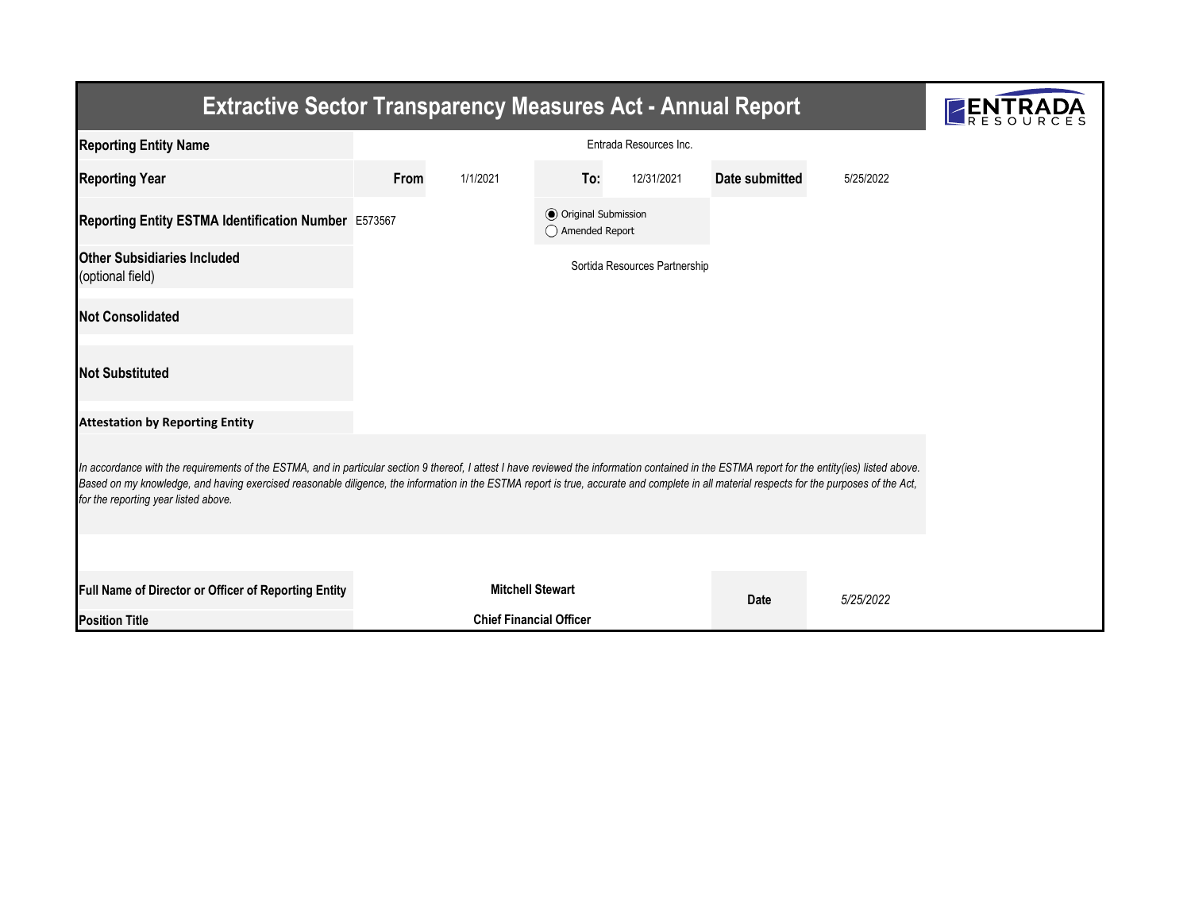# Extractive Sector Transparency Measures Act - Annual Report

| | | | | | | |
|---|---|---|---|---|---|---|
| **Reporting Entity Name** | Entrada Resources Inc. | | | | | |
| **Reporting Year** | **From** | 1/1/2021 | **To:** | 12/31/2021 | **Date submitted** | 5/25/2022 |
| **Reporting Entity ESTMA Identification Number** | E573567 | | ◉ Original Submission<br>◯ Amended Report | | | |
| **Other Subsidiaries Included** (optional field) | Sortida Resources Partnership | | | | | |
| **Not Consolidated** | | | | | | |
| **Not Substituted** | | | | | | |

**Attestation by Reporting Entity**

*In accordance with the requirements of the ESTMA, and in particular section 9 thereof, I attest I have reviewed the information contained in the ESTMA report for the entity(ies) listed above. Based on my knowledge, and having exercised reasonable diligence, the information in the ESTMA report is true, accurate and complete in all material respects for the purposes of the Act, for the reporting year listed above.*

| | | | |
|---|---|---|---|
| **Full Name of Director or Officer of Reporting Entity** | **Mitchell Stewart** | **Date** | *5/25/2022* |
| **Position Title** | **Chief Financial Officer** | | |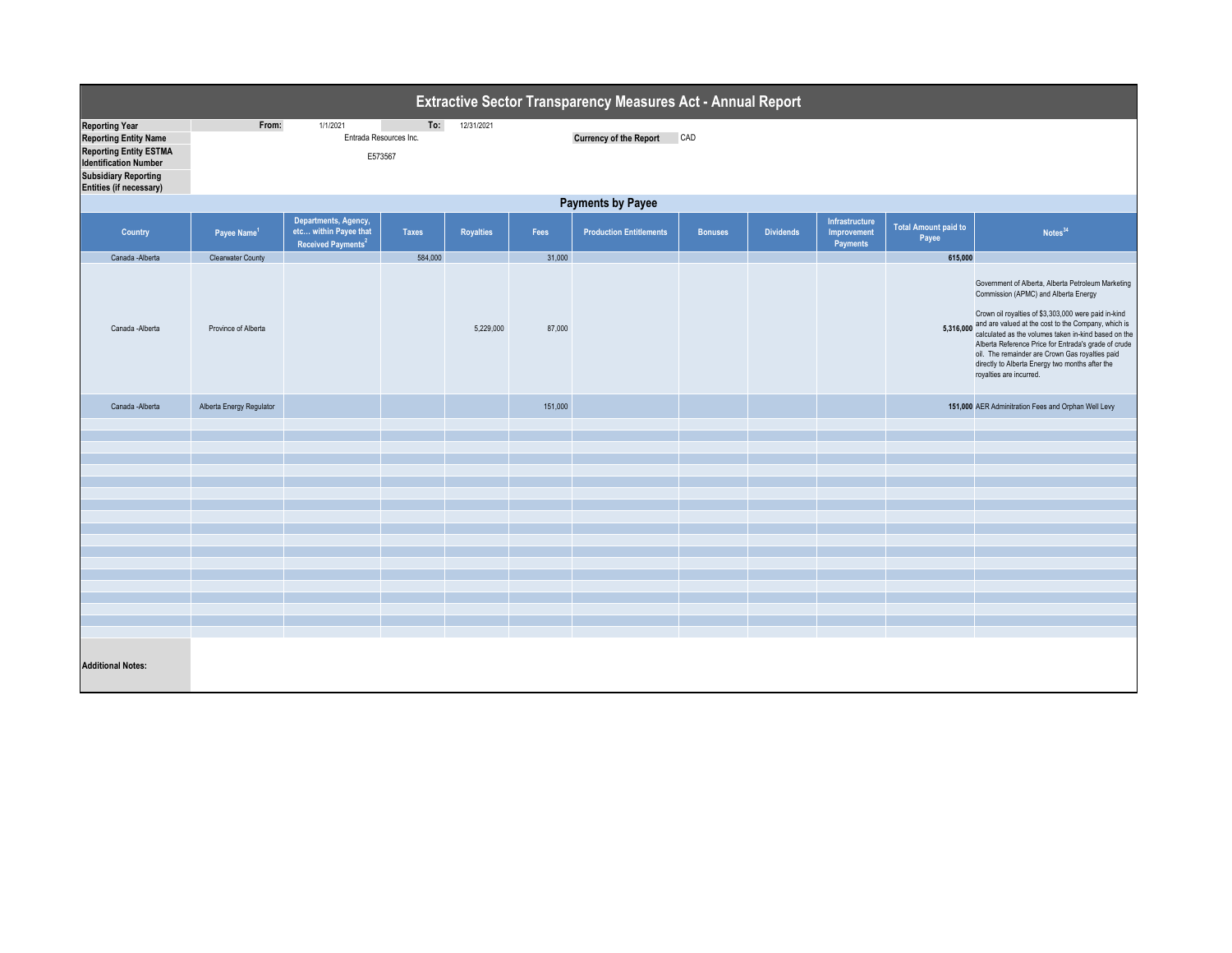# Extractive Sector Transparency Measures Act - Annual Report

| | | | | |
|---|---|---|---|---|
| **Reporting Year** | From: | 1/1/2021 | To: | 12/31/2021 |
| **Reporting Entity Name** | Entrada Resources Inc. | | **Currency of the Report** | CAD |
| **Reporting Entity ESTMA Identification Number** | E573567 | | | |
| **Subsidiary Reporting Entities (if necessary)** | | | | |

## Payments by Payee

| Country | Payee Name[1] | Departments, Agency, etc... within Payee that Received Payments[2] | Taxes | Royalties | Fees | Production Entitlements | Bonuses | Dividends | Infrastructure Improvement Payments | Total Amount paid to Payee | Notes[34] |
|---|---|---|---|---|---|---|---|---|---|---|---|
| Canada -Alberta | Clearwater County | | 584,000 | | 31,000 | | | | | 615,000 | |
| Canada -Alberta | Province of Alberta | | | 5,229,000 | 87,000 | | | | | 5,316,000 | Government of Alberta, Alberta Petroleum Marketing Commission (APMC) and Alberta Energy<br><br>Crown oil royalties of $3,303,000 were paid in-kind and are valued at the cost to the Company, which is calculated as the volumes taken in-kind based on the Alberta Reference Price for Entrada's grade of crude oil. The remainder are Crown Gas royalties paid directly to Alberta Energy two months after the royalties are incurred. |
| Canada -Alberta | Alberta Energy Regulator | | | | 151,000 | | | | | 151,000 | AER Adminitration Fees and Orphan Well Levy |

**Additional Notes:**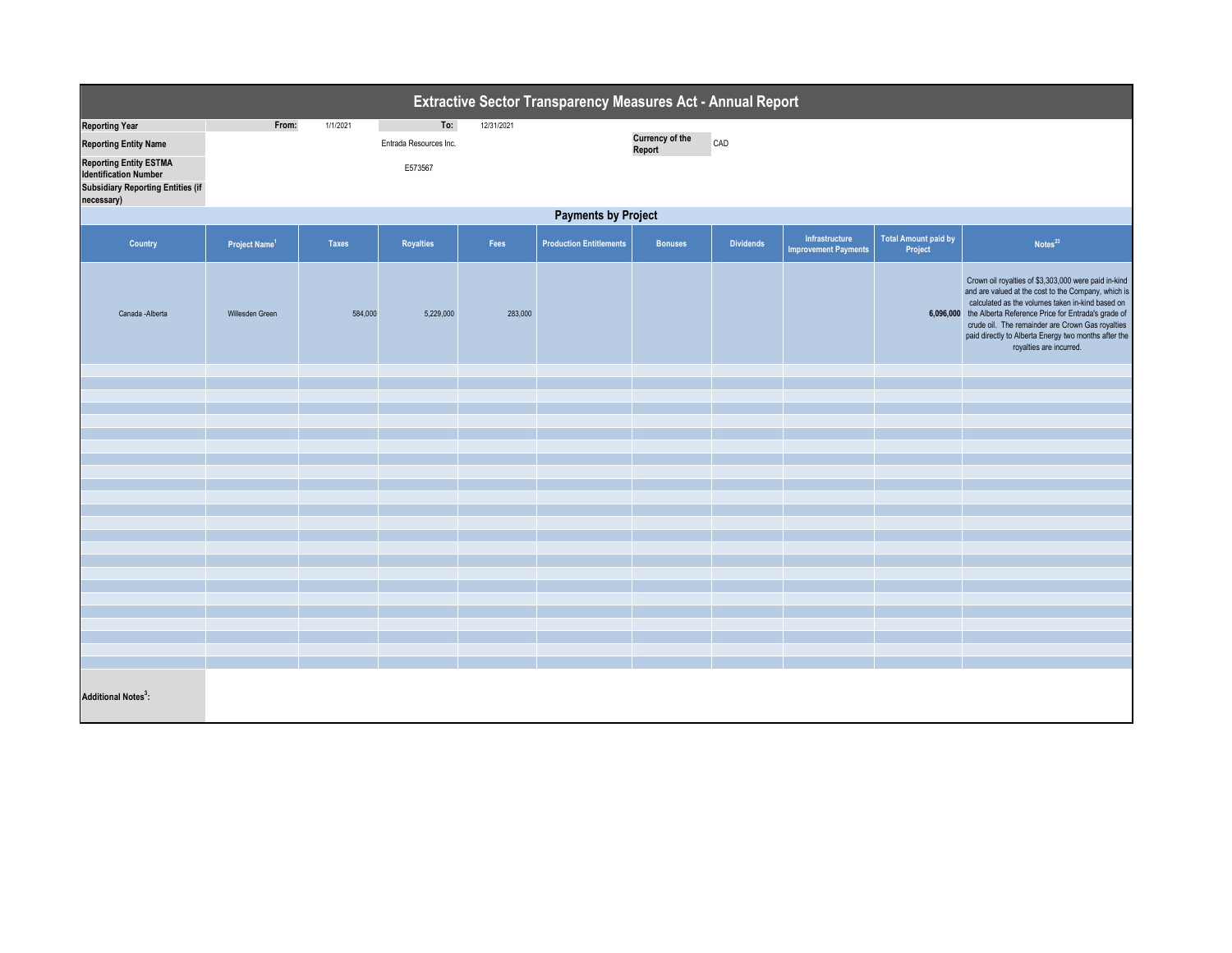# Extractive Sector Transparency Measures Act - Annual Report

| | | | | | |
|---|---|---|---|---|---|
| **Reporting Year** | **From:** | 1/1/2021 | **To:** | 12/31/2021 | |
| **Reporting Entity Name** | | Entrada Resources Inc. | | **Currency of the Report** | CAD |
| **Reporting Entity ESTMA Identification Number** | | E573567 | | | |
| **Subsidiary Reporting Entities (if necessary)** | | | | | |

## Payments by Project

| Country | Project Name[1] | Taxes | Royalties | Fees | Production Entitlements | Bonuses | Dividends | Infrastructure Improvement Payments | Total Amount paid by Project | Notes[23] |
|---|---|---|---|---|---|---|---|---|---|---|
| Canada -Alberta | Willesden Green | 584,000 | 5,229,000 | 283,000 | | | | | **6,096,000** | Crown oil royalties of $3,303,000 were paid in-kind and are valued at the cost to the Company, which is calculated as the volumes taken in-kind based on the Alberta Reference Price for Entrada's grade of crude oil. The remainder are Crown Gas royalties paid directly to Alberta Energy two months after the royalties are incurred. |

**Additional Notes[3]:**